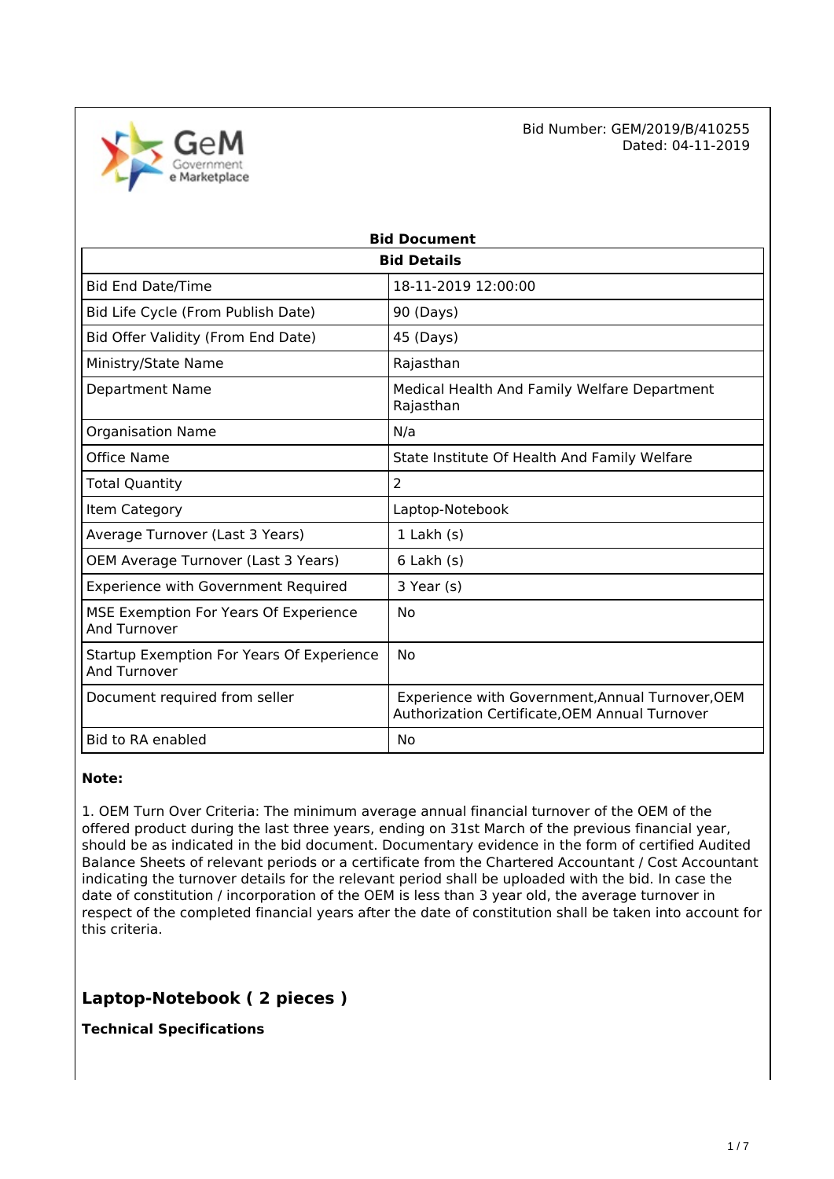GeM Government e Marketplace

Bid Number: GEM/2019/B/410255
Dated: 04-11-2019

## Bid Document

| Bid Details | |
|---|---|
| Bid End Date/Time | 18-11-2019 12:00:00 |
| Bid Life Cycle (From Publish Date) | 90 (Days) |
| Bid Offer Validity (From End Date) | 45 (Days) |
| Ministry/State Name | Rajasthan |
| Department Name | Medical Health And Family Welfare Department Rajasthan |
| Organisation Name | N/a |
| Office Name | State Institute Of Health And Family Welfare |
| Total Quantity | 2 |
| Item Category | Laptop-Notebook |
| Average Turnover (Last 3 Years) | 1 Lakh (s) |
| OEM Average Turnover (Last 3 Years) | 6 Lakh (s) |
| Experience with Government Required | 3 Year (s) |
| MSE Exemption For Years Of Experience And Turnover | No |
| Startup Exemption For Years Of Experience And Turnover | No |
| Document required from seller | Experience with Government,Annual Turnover,OEM Authorization Certificate,OEM Annual Turnover |
| Bid to RA enabled | No |

**Note:**

1. OEM Turn Over Criteria: The minimum average annual financial turnover of the OEM of the offered product during the last three years, ending on 31st March of the previous financial year, should be as indicated in the bid document. Documentary evidence in the form of certified Audited Balance Sheets of relevant periods or a certificate from the Chartered Accountant / Cost Accountant indicating the turnover details for the relevant period shall be uploaded with the bid. In case the date of constitution / incorporation of the OEM is less than 3 year old, the average turnover in respect of the completed financial years after the date of constitution shall be taken into account for this criteria.

## Laptop-Notebook ( 2 pieces )

**Technical Specifications**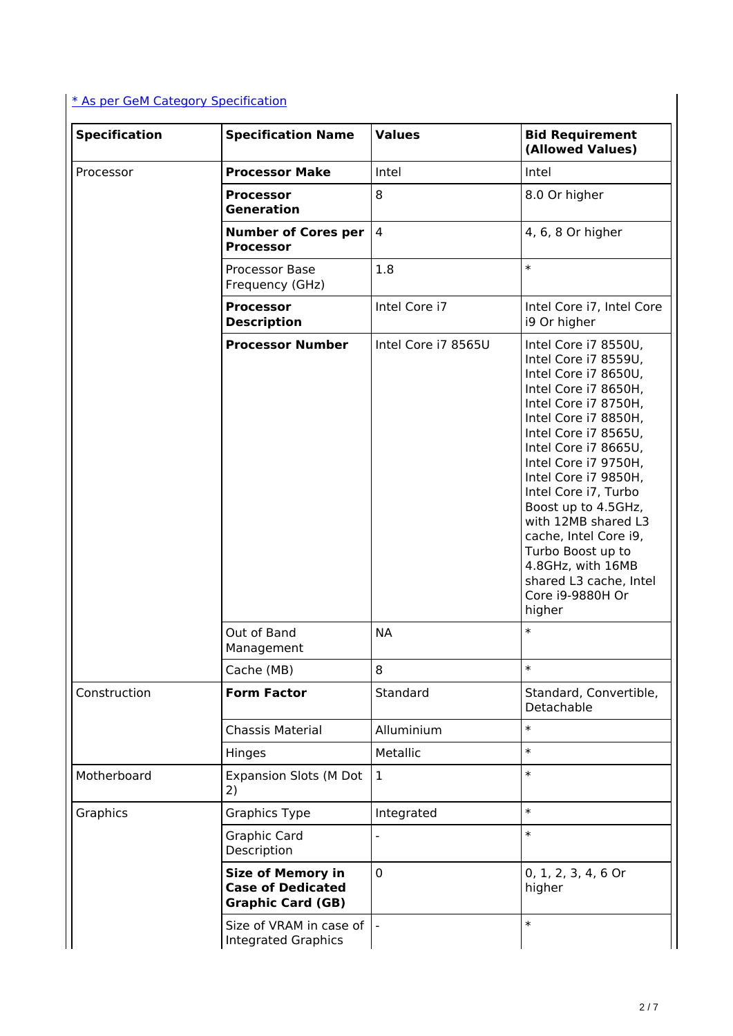[* As per GeM Category Specification](#)

| Specification | Specification Name | Values | Bid Requirement (Allowed Values) |
|---|---|---|---|
| Processor | **Processor Make** | Intel | Intel |
| | **Processor Generation** | 8 | 8.0 Or higher |
| | **Number of Cores per Processor** | 4 | 4, 6, 8 Or higher |
| | Processor Base Frequency (GHz) | 1.8 | * |
| | **Processor Description** | Intel Core i7 | Intel Core i7, Intel Core i9 Or higher |
| | **Processor Number** | Intel Core i7 8565U | Intel Core i7 8550U, Intel Core i7 8559U, Intel Core i7 8650U, Intel Core i7 8650H, Intel Core i7 8750H, Intel Core i7 8850H, Intel Core i7 8565U, Intel Core i7 8665U, Intel Core i7 9750H, Intel Core i7 9850H, Intel Core i7, Turbo Boost up to 4.5GHz, with 12MB shared L3 cache, Intel Core i9, Turbo Boost up to 4.8GHz, with 16MB shared L3 cache, Intel Core i9-9880H Or higher |
| | Out of Band Management | NA | * |
| | Cache (MB) | 8 | * |
| Construction | **Form Factor** | Standard | Standard, Convertible, Detachable |
| | Chassis Material | Alluminium | * |
| | Hinges | Metallic | * |
| Motherboard | Expansion Slots (M Dot 2) | 1 | * |
| Graphics | Graphics Type | Integrated | * |
| | Graphic Card Description | - | * |
| | **Size of Memory in Case of Dedicated Graphic Card (GB)** | 0 | 0, 1, 2, 3, 4, 6 Or higher |
| | Size of VRAM in case of Integrated Graphics | - | * |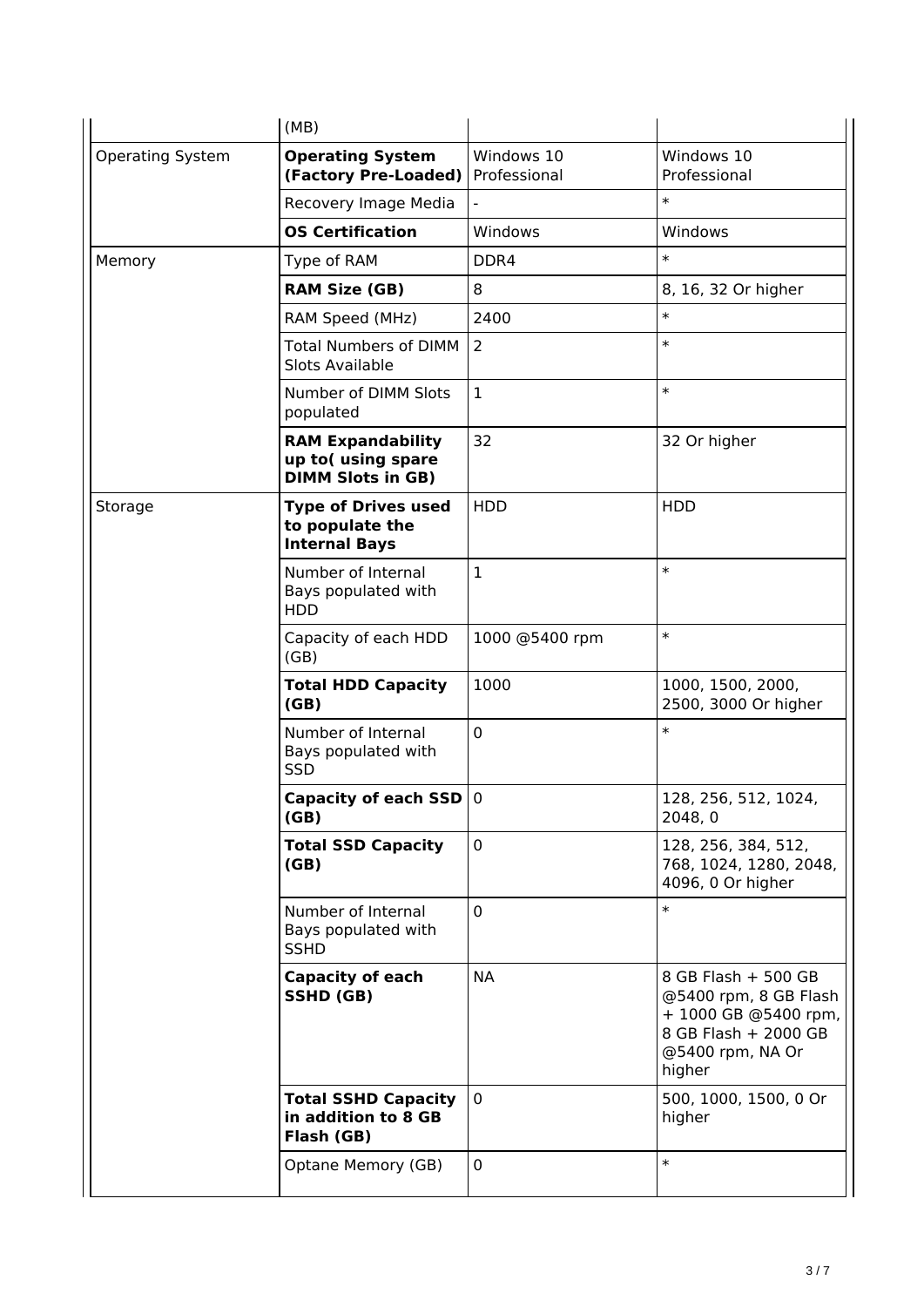| | (MB) | | |
|---|---|---|---|
| Operating System | **Operating System (Factory Pre-Loaded)** | Windows 10 Professional | Windows 10 Professional |
| | Recovery Image Media | - | * |
| | **OS Certification** | Windows | Windows |
| Memory | Type of RAM | DDR4 | * |
| | **RAM Size (GB)** | 8 | 8, 16, 32 Or higher |
| | RAM Speed (MHz) | 2400 | * |
| | Total Numbers of DIMM Slots Available | 2 | * |
| | Number of DIMM Slots populated | 1 | * |
| | **RAM Expandability up to( using spare DIMM Slots in GB)** | 32 | 32 Or higher |
| Storage | **Type of Drives used to populate the Internal Bays** | HDD | HDD |
| | Number of Internal Bays populated with HDD | 1 | * |
| | Capacity of each HDD (GB) | 1000 @5400 rpm | * |
| | **Total HDD Capacity (GB)** | 1000 | 1000, 1500, 2000, 2500, 3000 Or higher |
| | Number of Internal Bays populated with SSD | 0 | * |
| | **Capacity of each SSD (GB)** | 0 | 128, 256, 512, 1024, 2048, 0 |
| | **Total SSD Capacity (GB)** | 0 | 128, 256, 384, 512, 768, 1024, 1280, 2048, 4096, 0 Or higher |
| | Number of Internal Bays populated with SSHD | 0 | * |
| | **Capacity of each SSHD (GB)** | NA | 8 GB Flash + 500 GB @5400 rpm, 8 GB Flash + 1000 GB @5400 rpm, 8 GB Flash + 2000 GB @5400 rpm, NA Or higher |
| | **Total SSHD Capacity in addition to 8 GB Flash (GB)** | 0 | 500, 1000, 1500, 0 Or higher |
| | Optane Memory (GB) | 0 | * |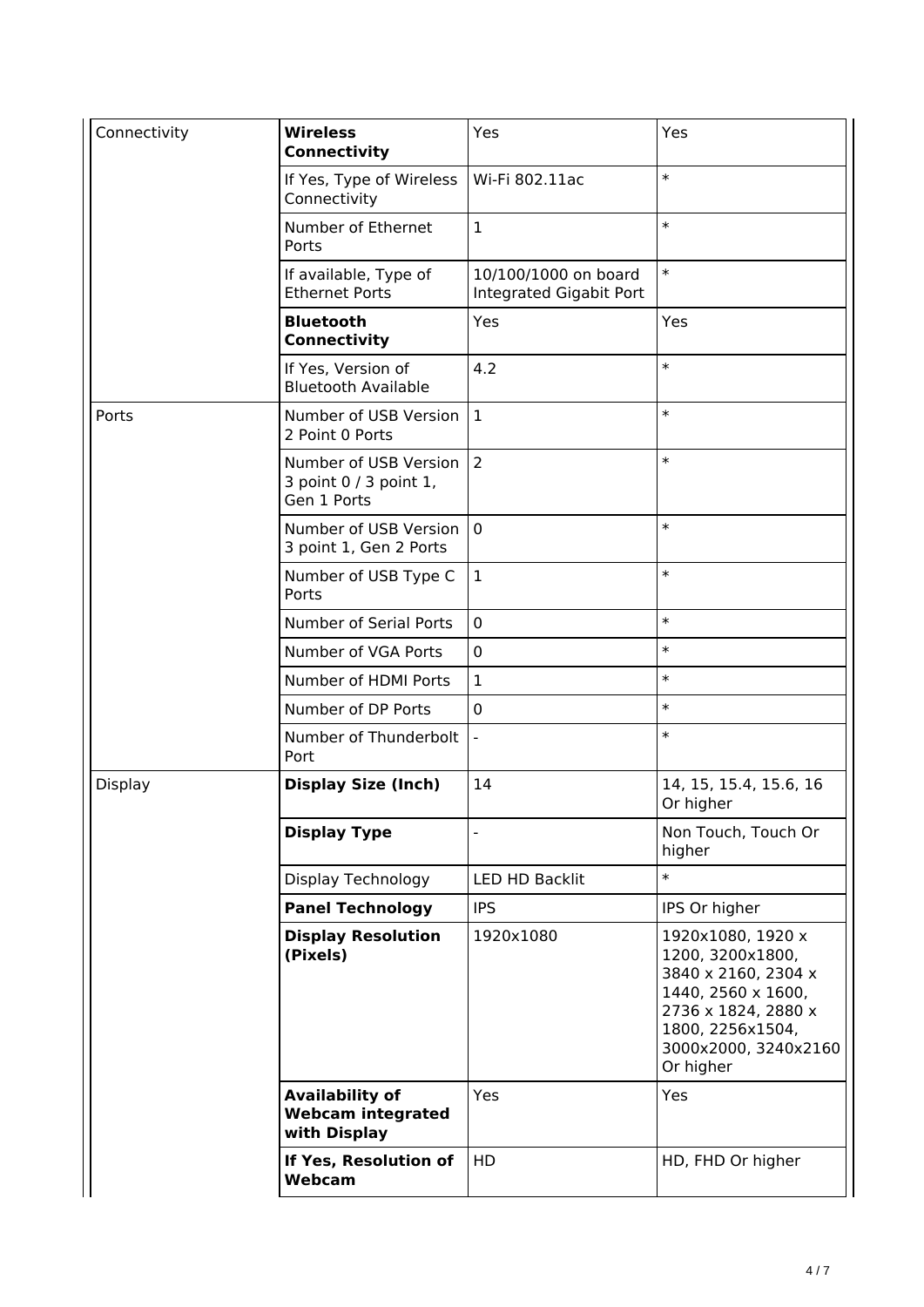| Connectivity | **Wireless Connectivity** | Yes | Yes |
|---|---|---|---|
| | If Yes, Type of Wireless Connectivity | Wi-Fi 802.11ac | * |
| | Number of Ethernet Ports | 1 | * |
| | If available, Type of Ethernet Ports | 10/100/1000 on board Integrated Gigabit Port | * |
| | **Bluetooth Connectivity** | Yes | Yes |
| | If Yes, Version of Bluetooth Available | 4.2 | * |
| Ports | Number of USB Version 2 Point 0 Ports | 1 | * |
| | Number of USB Version 3 point 0 / 3 point 1, Gen 1 Ports | 2 | * |
| | Number of USB Version 3 point 1, Gen 2 Ports | 0 | * |
| | Number of USB Type C Ports | 1 | * |
| | Number of Serial Ports | 0 | * |
| | Number of VGA Ports | 0 | * |
| | Number of HDMI Ports | 1 | * |
| | Number of DP Ports | 0 | * |
| | Number of Thunderbolt Port | - | * |
| Display | **Display Size (Inch)** | 14 | 14, 15, 15.4, 15.6, 16 Or higher |
| | **Display Type** | - | Non Touch, Touch Or higher |
| | Display Technology | LED HD Backlit | * |
| | **Panel Technology** | IPS | IPS Or higher |
| | **Display Resolution (Pixels)** | 1920x1080 | 1920x1080, 1920 x 1200, 3200x1800, 3840 x 2160, 2304 x 1440, 2560 x 1600, 2736 x 1824, 2880 x 1800, 2256x1504, 3000x2000, 3240x2160 Or higher |
| | **Availability of Webcam integrated with Display** | Yes | Yes |
| | **If Yes, Resolution of Webcam** | HD | HD, FHD Or higher |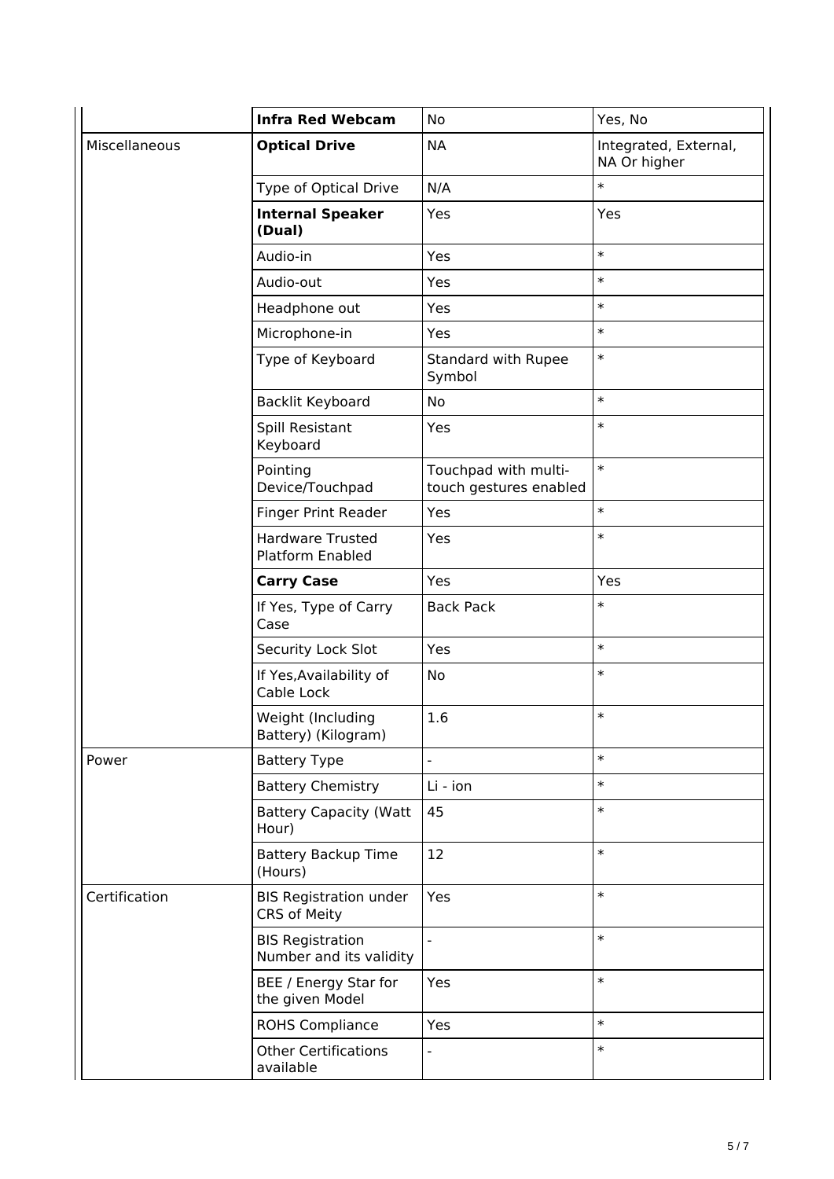| | | | |
|---|---|---|---|
| | **Infra Red Webcam** | No | Yes, No |
| Miscellaneous | **Optical Drive** | NA | Integrated, External, NA Or higher |
| | Type of Optical Drive | N/A | * |
| | **Internal Speaker (Dual)** | Yes | Yes |
| | Audio-in | Yes | * |
| | Audio-out | Yes | * |
| | Headphone out | Yes | * |
| | Microphone-in | Yes | * |
| | Type of Keyboard | Standard with Rupee Symbol | * |
| | Backlit Keyboard | No | * |
| | Spill Resistant Keyboard | Yes | * |
| | Pointing Device/Touchpad | Touchpad with multi-touch gestures enabled | * |
| | Finger Print Reader | Yes | * |
| | Hardware Trusted Platform Enabled | Yes | * |
| | **Carry Case** | Yes | Yes |
| | If Yes, Type of Carry Case | Back Pack | * |
| | Security Lock Slot | Yes | * |
| | If Yes,Availability of Cable Lock | No | * |
| | Weight (Including Battery) (Kilogram) | 1.6 | * |
| Power | Battery Type | - | * |
| | Battery Chemistry | Li - ion | * |
| | Battery Capacity (Watt Hour) | 45 | * |
| | Battery Backup Time (Hours) | 12 | * |
| Certification | BIS Registration under CRS of Meity | Yes | * |
| | BIS Registration Number and its validity | - | * |
| | BEE / Energy Star for the given Model | Yes | * |
| | ROHS Compliance | Yes | * |
| | Other Certifications available | - | * |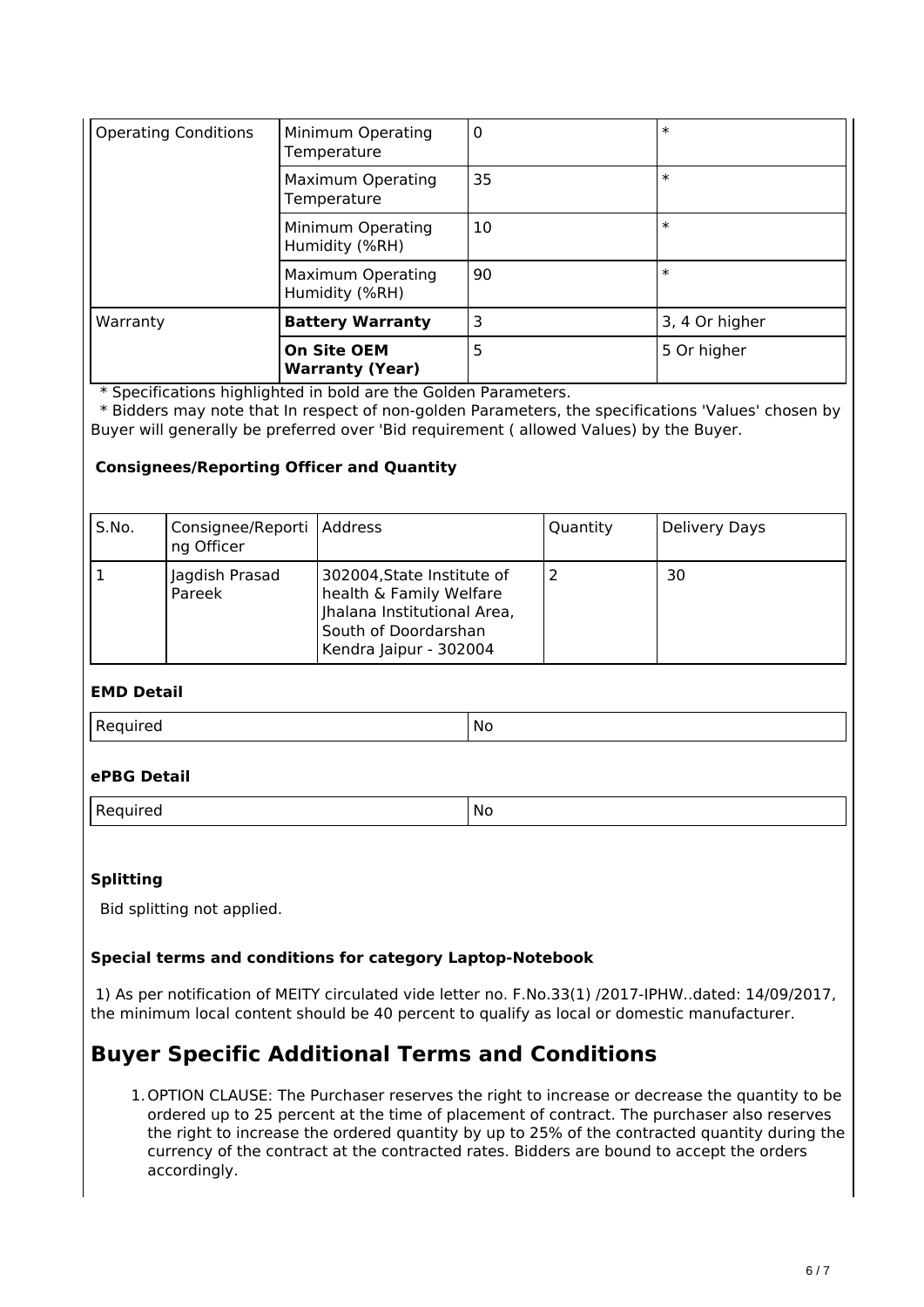| Operating Conditions | Minimum Operating Temperature | 0 | * |
| --- | --- | --- | --- |
| | Maximum Operating Temperature | 35 | * |
| | Minimum Operating Humidity (%RH) | 10 | * |
| | Maximum Operating Humidity (%RH) | 90 | * |
| Warranty | **Battery Warranty** | 3 | 3, 4 Or higher |
| | **On Site OEM Warranty (Year)** | 5 | 5 Or higher |

\* Specifications highlighted in bold are the Golden Parameters.

\* Bidders may note that In respect of non-golden Parameters, the specifications 'Values' chosen by Buyer will generally be preferred over 'Bid requirement ( allowed Values) by the Buyer.

### Consignees/Reporting Officer and Quantity

| S.No. | Consignee/Reporting Officer | Address | Quantity | Delivery Days |
| --- | --- | --- | --- | --- |
| 1 | Jagdish Prasad Pareek | 302004,State Institute of health & Family Welfare Jhalana Institutional Area, South of Doordarshan Kendra Jaipur - 302004 | 2 | 30 |

### EMD Detail

| Required | No |
| --- | --- |

### ePBG Detail

| Required | No |
| --- | --- |

### Splitting

Bid splitting not applied.

### Special terms and conditions for category Laptop-Notebook

1) As per notification of MEITY circulated vide letter no. F.No.33(1) /2017-IPHW..dated: 14/09/2017, the minimum local content should be 40 percent to qualify as local or domestic manufacturer.

## Buyer Specific Additional Terms and Conditions

1. OPTION CLAUSE: The Purchaser reserves the right to increase or decrease the quantity to be ordered up to 25 percent at the time of placement of contract. The purchaser also reserves the right to increase the ordered quantity by up to 25% of the contracted quantity during the currency of the contract at the contracted rates. Bidders are bound to accept the orders accordingly.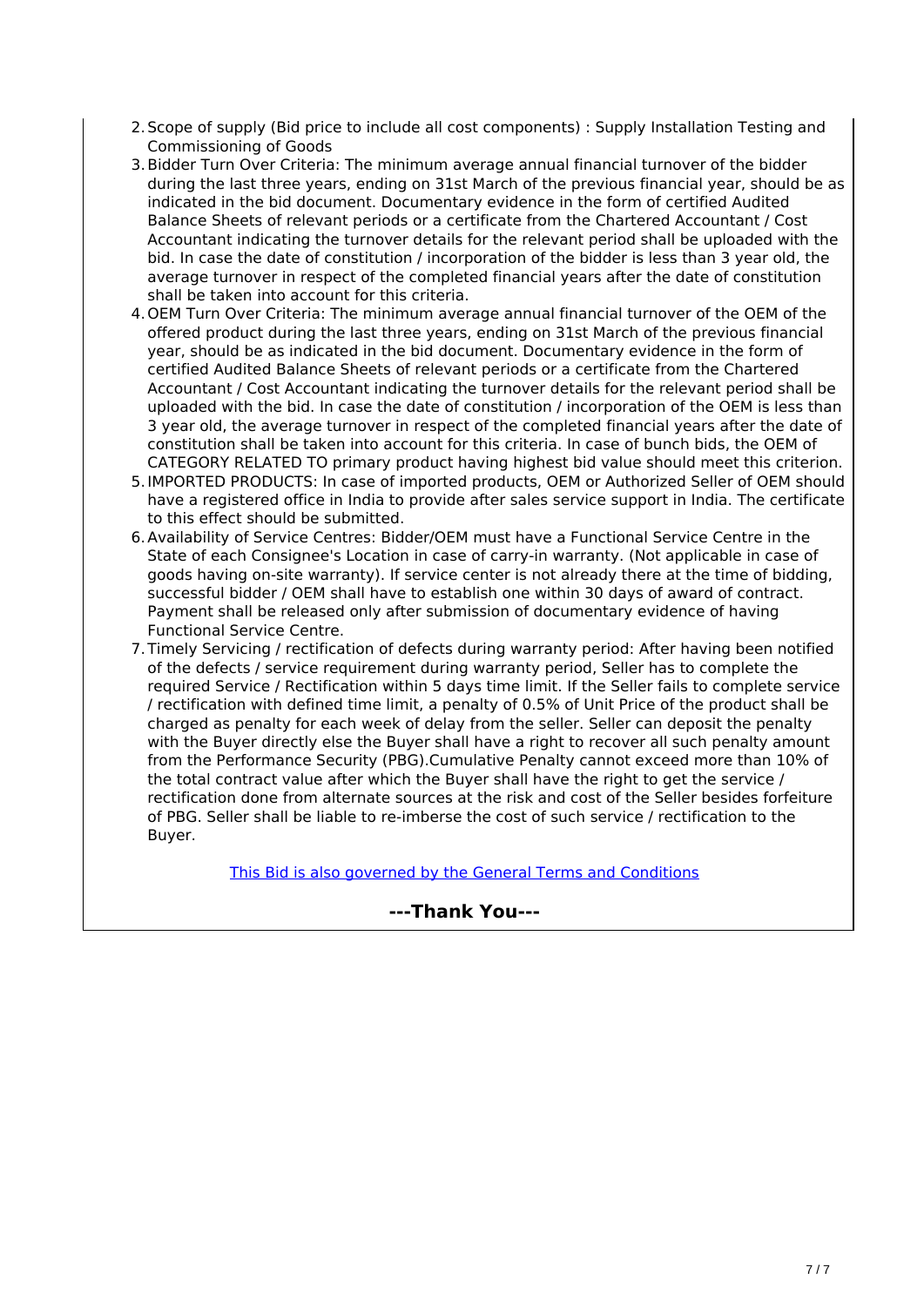2. Scope of supply (Bid price to include all cost components) : Supply Installation Testing and Commissioning of Goods
3. Bidder Turn Over Criteria: The minimum average annual financial turnover of the bidder during the last three years, ending on 31st March of the previous financial year, should be as indicated in the bid document. Documentary evidence in the form of certified Audited Balance Sheets of relevant periods or a certificate from the Chartered Accountant / Cost Accountant indicating the turnover details for the relevant period shall be uploaded with the bid. In case the date of constitution / incorporation of the bidder is less than 3 year old, the average turnover in respect of the completed financial years after the date of constitution shall be taken into account for this criteria.
4. OEM Turn Over Criteria: The minimum average annual financial turnover of the OEM of the offered product during the last three years, ending on 31st March of the previous financial year, should be as indicated in the bid document. Documentary evidence in the form of certified Audited Balance Sheets of relevant periods or a certificate from the Chartered Accountant / Cost Accountant indicating the turnover details for the relevant period shall be uploaded with the bid. In case the date of constitution / incorporation of the OEM is less than 3 year old, the average turnover in respect of the completed financial years after the date of constitution shall be taken into account for this criteria. In case of bunch bids, the OEM of CATEGORY RELATED TO primary product having highest bid value should meet this criterion.
5. IMPORTED PRODUCTS: In case of imported products, OEM or Authorized Seller of OEM should have a registered office in India to provide after sales service support in India. The certificate to this effect should be submitted.
6. Availability of Service Centres: Bidder/OEM must have a Functional Service Centre in the State of each Consignee's Location in case of carry-in warranty. (Not applicable in case of goods having on-site warranty). If service center is not already there at the time of bidding, successful bidder / OEM shall have to establish one within 30 days of award of contract. Payment shall be released only after submission of documentary evidence of having Functional Service Centre.
7. Timely Servicing / rectification of defects during warranty period: After having been notified of the defects / service requirement during warranty period, Seller has to complete the required Service / Rectification within 5 days time limit. If the Seller fails to complete service / rectification with defined time limit, a penalty of 0.5% of Unit Price of the product shall be charged as penalty for each week of delay from the seller. Seller can deposit the penalty with the Buyer directly else the Buyer shall have a right to recover all such penalty amount from the Performance Security (PBG).Cumulative Penalty cannot exceed more than 10% of the total contract value after which the Buyer shall have the right to get the service / rectification done from alternate sources at the risk and cost of the Seller besides forfeiture of PBG. Seller shall be liable to re-imberse the cost of such service / rectification to the Buyer.

This Bid is also governed by the General Terms and Conditions

**---Thank You---**